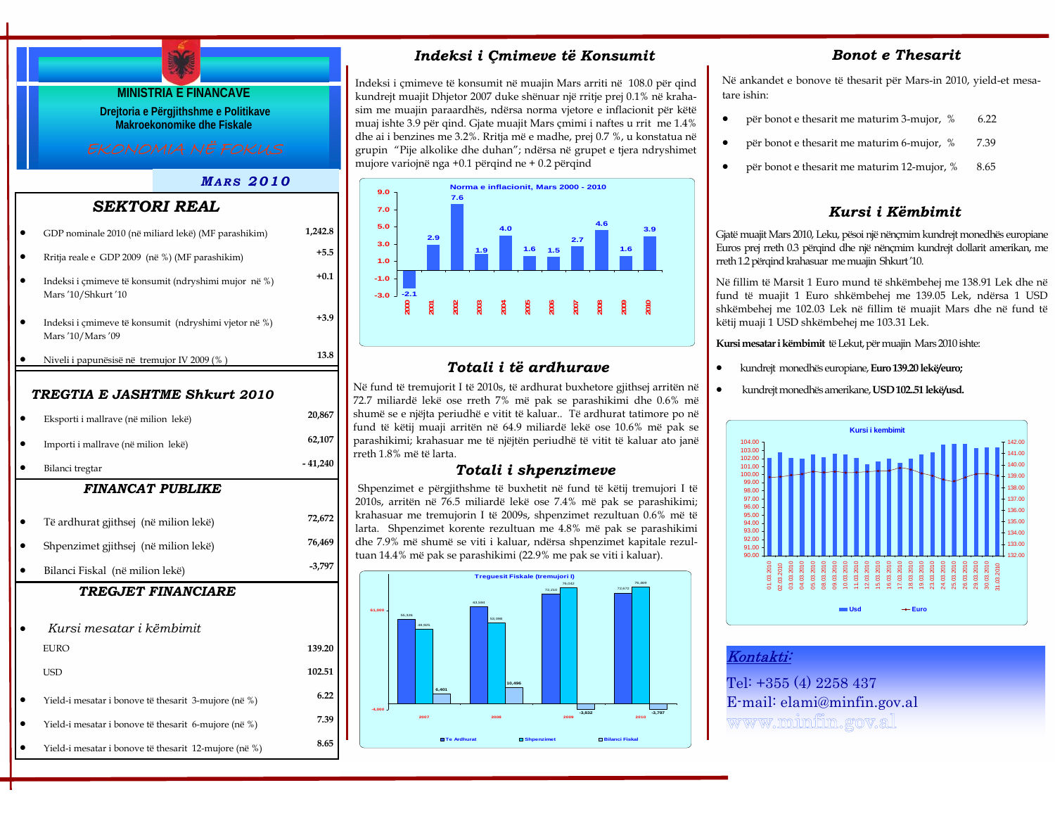# MINISTRIA E FINANCAVE

**Drejtoria e Përgjithshme e Politikave Makroekonomike dhe Fiskale**

EKONOMIA NË FOKUS

*MARS 2010*

## SEKTORI REAL

| | |
|---|---|
| GDP nominale 2010 (në miliard lekë) (MF parashikim) | 1,242.8 |
| Rritja reale e GDP 2009 (në %) (MF parashikim) | +5.5 |
| Indeksi i çmimeve të konsumit (ndryshimi mujor në %) Mars '10/Shkurt '10 | +0.1 |
| Indeksi i çmimeve të konsumit (ndryshimi vjetor në %) Mars '10/Mars '09 | +3.9 |
| Niveli i papunësisë në tremujor IV 2009 (% ) | 13.8 |

## TREGTIA E JASHTME Shkurt 2010

| | |
|---|---|
| Eksporti i mallrave (në milion lekë) | 20,867 |
| Importi i mallrave (në milion lekë) | 62,107 |
| Bilanci tregtar | - 41,240 |

## FINANCAT PUBLIKE

| | |
|---|---|
| Të ardhurat gjithsej (në milion lekë) | 72,672 |
| Shpenzimet gjithsej (në milion lekë) | 76,469 |
| Bilanci Fiskal (në milion lekë) | -3,797 |

## TREGJET FINANCIARE

| | |
|---|---|
| *Kursi mesatar i këmbimit* | |
| EURO | 139.20 |
| USD | 102.51 |
| Yield-i mesatar i bonove të thesarit 3-mujore (në %) | 6.22 |
| Yield-i mesatar i bonove të thesarit 6-mujore (në %) | 7.39 |
| Yield-i mesatar i bonove të thesarit 12-mujore (në %) | 8.65 |

## Indeksi i Çmimeve të Konsumit

Indeksi i çmimeve të konsumit në muajin Mars arriti në 108.0 për qind kundrejt muajit Dhjetor 2007 duke shënuar një rritje prej 0.1% në krahasim me muajin paraardhës, ndërsa norma vjetore e inflacionit për këtë muaj ishte 3.9 për qind. Gjate muajit Mars çmimi i naftes u rrit me 1.4% dhe ai i benzines me 3.2%. Rritja më e madhe, prej 0.7 %, u konstatua në grupin "Pije alkolike dhe duhan"; ndërsa në grupet e tjera ndryshimet mujore variojnë nga +0.1 përqind ne + 0.2 përqind

Norma e inflacionit, Mars 2000 - 2010

| 2000 | 2001 | 2002 | 2003 | 2004 | 2005 | 2006 | 2007 | 2008 | 2009 | 2010 |
|---|---|---|---|---|---|---|---|---|---|---|
| -2.1 | 2.9 | 7.6 | 1.9 | 4.0 | 1.6 | 1.5 | 2.7 | 4.6 | 1.6 | 3.9 |

## Totali i të ardhurave

Në fund të tremujorit I të 2010s, të ardhurat buxhetore gjithsej arritën në 72.7 miliardë lekë ose rreth 7% më pak se parashikimi dhe 0.6% më shumë se e njëjta periudhë e vitit të kaluar.. Të ardhurat tatimore po në fund të këtij muaji arritën në 64.9 miliardë lekë ose 10.6% më pak se parashikimi; krahasuar me të njëjtën periudhë të vitit të kaluar ato janë rreth 1.8% më të larta.

## Totali i shpenzimeve

Shpenzimet e përgjithshme të buxhetit në fund të këtij tremujori I të 2010s, arritën në 76.5 miliardë lekë ose 7.4% më pak se parashikimi; krahasuar me tremujorin I të 2009s, shpenzimet rezultuan 0.6% më të larta. Shpenzimet korente rezultuan me 4.8% më pak se parashikimi dhe 7.9% më shumë se viti i kaluar, ndërsa shpenzimet kapitale rezultuan 14.4% më pak se parashikimi (22.9% me pak se viti i kaluar).

Treguesit Fiskale (tremujori I)

| | 2007 | 2008 | 2009 | 2010 |
|---|---|---|---|---|
| Te Ardhurat | 56,326 | 63,594 | 72,210 | 72,672 |
| Shpenzimet | 49,925 | 53,098 | 76,042 | 76,469 |
| Bilanci Fiskal | 6,401 | 10,496 | -3,832 | -3,797 |

## Bonot e Thesarit

Në ankandet e bonove të thesarit për Mars-in 2010, yield-et mesatare ishin:

- për bonot e thesarit me maturim 3-mujor, % 6.22
- për bonot e thesarit me maturim 6-mujor, % 7.39
- për bonot e thesarit me maturim 12-mujor, % 8.65

## Kursi i Këmbimit

Gjatë muajit Mars 2010, Leku, pësoi një nënçmim kundrejt monedhës europiane Euros prej rreth 0.3 përqind dhe një nënçmim kundrejt dollarit amerikan, me rreth 1.2 përqind krahasuar me muajin Shkurt '10.

Në fillim të Marsit 1 Euro mund të shkëmbehej me 138.91 Lek dhe në fund të muajit 1 Euro shkëmbehej me 139.05 Lek, ndërsa 1 USD shkëmbehej me 102.03 Lek në fillim të muajit Mars dhe në fund të këtij muaji 1 USD shkëmbehej me 103.31 Lek.

**Kursi mesatar i këmbimit** të Lekut, për muajin Mars 2010 ishte:

- kundrejt monedhës europiane, **Euro 139.20 lekë/euro;**
- kundrejt monedhës amerikane, **USD 102.51 lekë/usd.**

Kursi i kembimit

## Kontakti:

Tel: +355 (4) 2258 437
E-mail: elami@minfin.gov.al
www.minfin.gov.al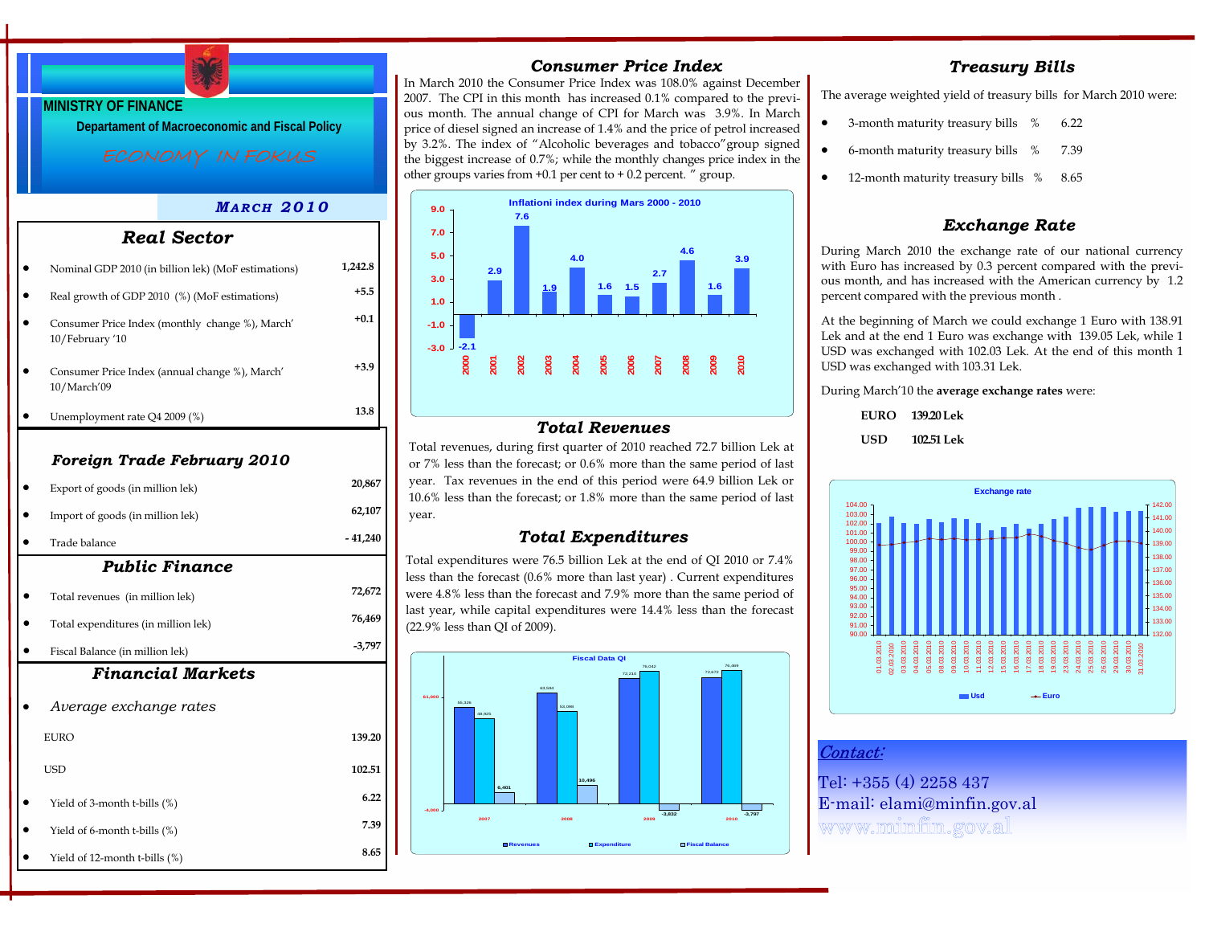MINISTRY OF FINANCE

Departament of Macroeconomic and Fiscal Policy

ECONOMY IN FOKUS

***MARCH 2010***

## Real Sector

| | |
|---|---|
| • Nominal GDP 2010 (in billion lek) (MoF estimations) | 1,242.8 |
| • Real growth of GDP 2010 (%) (MoF estimations) | +5.5 |
| • Consumer Price Index (monthly change %), March' 10/February '10 | +0.1 |
| • Consumer Price Index (annual change %), March' 10/March'09 | +3.9 |
| • Unemployment rate Q4 2009 (%) | 13.8 |

## Foreign Trade February 2010

| | |
|---|---|
| • Export of goods (in million lek) | 20,867 |
| • Import of goods (in million lek) | 62,107 |
| • Trade balance | - 41,240 |

## Public Finance

| | |
|---|---|
| • Total revenues (in million lek) | 72,672 |
| • Total expenditures (in million lek) | 76,469 |
| • Fiscal Balance (in million lek) | -3,797 |

## Financial Markets

| | |
|---|---|
| • *Average exchange rates* | |
| EURO | 139.20 |
| USD | 102.51 |
| • Yield of 3-month t-bills (%) | 6.22 |
| • Yield of 6-month t-bills (%) | 7.39 |
| • Yield of 12-month t-bills (%) | 8.65 |

## Consumer Price Index

In March 2010 the Consumer Price Index was 108.0% against December 2007. The CPI in this month has increased 0.1% compared to the previous month. The annual change of CPI for March was 3.9%. In March price of diesel signed an increase of 1.4% and the price of petrol increased by 3.2%. The index of "Alcoholic beverages and tobacco"group signed the biggest increase of 0.7%; while the monthly changes price index in the other groups varies from +0.1 per cent to + 0.2 percent. " group.

Inflationi index during Mars 2000 - 2010

9.0, 7.0, 5.0, 3.0, 1.0, -1.0, -3.0

2000: -2.1; 2001: 2.9; 2002: 7.6; 2003: 1.9; 2004: 4.0; 2005: 1.6; 2006: 1.5; 2007: 2.7; 2008: 4.6; 2009: 1.6; 2010: 3.9

## Total Revenues

Total revenues, during first quarter of 2010 reached 72.7 billion Lek at or 7% less than the forecast; or 0.6% more than the same period of last year. Tax revenues in the end of this period were 64.9 billion Lek or 10.6% less than the forecast; or 1.8% more than the same period of last year.

## Total Expenditures

Total expenditures were 76.5 billion Lek at the end of QI 2010 or 7.4% less than the forecast (0.6% more than last year) . Current expenditures were 4.8% less than the forecast and 7.9% more than the same period of last year, while capital expenditures were 14.4% less than the forecast (22.9% less than QI of 2009).

Fiscal Data QI

61,000; -4,000

2007: 56,326; 49,925; 6,401
2008: 63,594; 53,098; 10,496
2009: 72,210; 76,042; -3,832
2010: 72,672; 76,469; -3,797

Revenues; Expenditure; Fiscal Balance

## Treasury Bills

The average weighted yield of treasury bills for March 2010 were:

- 3-month maturity treasury bills % 6.22
- 6-month maturity treasury bills % 7.39
- 12-month maturity treasury bills % 8.65

## Exchange Rate

During March 2010 the exchange rate of our national currency with Euro has increased by 0.3 percent compared with the previous month, and has increased with the American currency by 1.2 percent compared with the previous month .

At the beginning of March we could exchange 1 Euro with 138.91 Lek and at the end 1 Euro was exchange with 139.05 Lek, while 1 USD was exchanged with 102.03 Lek. At the end of this month 1 USD was exchanged with 103.31 Lek.

During March'10 the **average exchange rates** were:

**EURO 139.20 Lek**

**USD 102.51 Lek**

Exchange rate

104.00, 103.00, 102.00, 101.00, 100.00, 99.00, 98.00, 97.00, 96.00, 95.00, 94.00, 93.00, 92.00, 91.00, 90.00

142.00, 141.00, 140.00, 139.00, 138.00, 137.00, 136.00, 135.00, 134.00, 133.00, 132.00

01.03.2010, 02.03.2010, 03.03.2010, 04.03.2010, 05.03.2010, 08.03.2010, 09.03.2010, 10.03.2010, 11.03.2010, 12.03.2010, 15.03.2010, 16.03.2010, 17.03.2010, 18.03.2010, 19.03.2010, 23.03.2010, 24.03.2010, 25.03.2010, 26.03.2010, 29.03.2010, 30.03.2010, 31.03.2010

Usd; Euro

*Contact:*

Tel: +355 (4) 2258 437

E-mail: elami@minfin.gov.al

www.minfin.gov.al